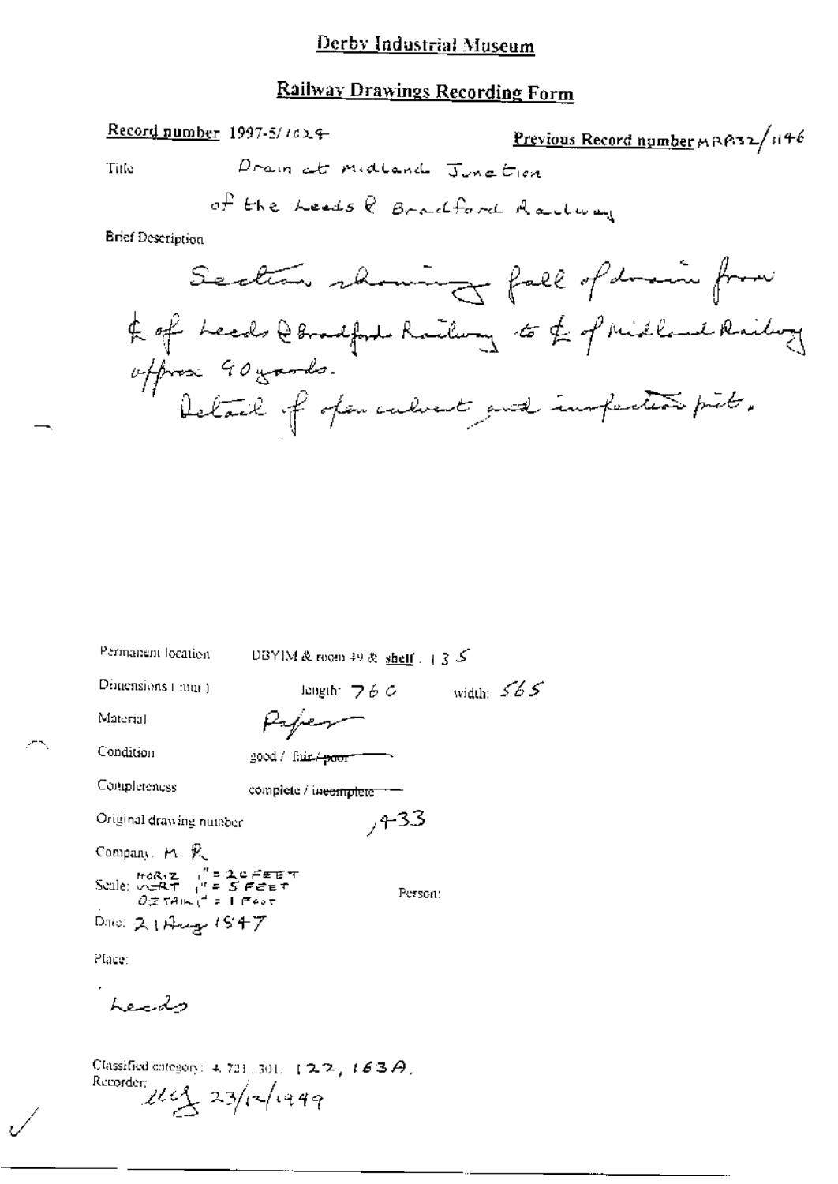# Derby Industrial Museum

## Railway Drawings Recording Form

**Record number** 1997-5/1024

**Previous Record number** MRP132/1146

Title: Drain at Midland Junction of the Leeds & Bradford Railway

Brief Description:

Section showing fall of drain from ℄ of Leeds & Bradford Railway to ℄ of Midland Railway approx 90 yards.
Detail of open culvert and inspection pit.

Permanent location: DBYIM & room 49 & shelf: 135

Dimensions (mm): length: 760 width: 565

Material: Paper

Condition: good / ~~fair / poor~~

Completeness: complete / ~~incomplete~~

Original drawing number: 433

Company: M R

Scale: HORIZ 1" = 20 FEET; VERT 1" = 5 FEET; DETAIL 1" = 1 FOOT

Person:

Date: 21 Aug 1847

Place:

Leeds

Classified category: 4.721.301. 122, 163A.

Recorder: 23/12/1999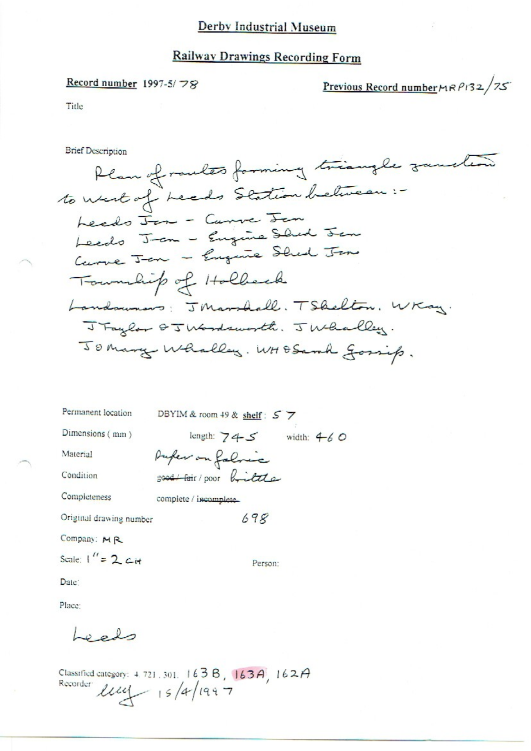# Derby Industrial Museum

## Railway Drawings Recording Form

**Record number** 1997-5/ 78

**Previous Record number** MRP132/75

Title

Brief Description

Plan of routes forming triangle junction to west of Leeds Station between:-
Leeds Jcn - Curve Jcn
Leeds Jcn - Engine Shed Jcn
Curve Jcn - Engine Shed Jcn
Township of Holbeck
Landowners: J Marshall. T Shelton. W Kay.
J Taylor & J Wordsworth. J Whalley.
J & Mary Whalley. WH & Sarah Gossip.

Permanent location: DBYIM & room 49 & **shelf**: 57

Dimensions (mm): length: 745 width: 460

Material: Paper on fabric

Condition: ~~good / fair~~ / poor brittle

Completeness: complete / ~~incomplete~~

Original drawing number: 698

Company: MR

Scale: 1" = 2 CH

Person:

Date:

Place: Leeds

Classified category: 4.721.301. 163B, 163A, 162A

Recorder: [initials] 15/4/1997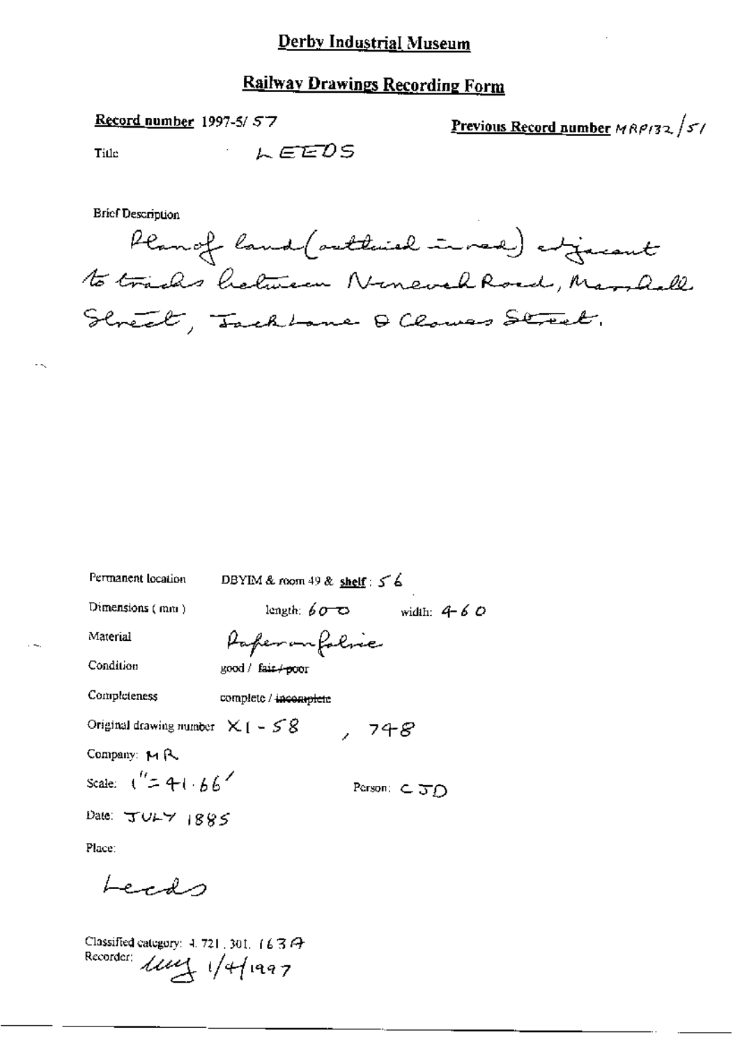# Derby Industrial Museum

## Railway Drawings Recording Form

**Record number** 1997-5/ 57

**Previous Record number** MRP132/51

Title LEEDS

Brief Description

Plan of land (outlined in red) adjacent to tracks between Nineveh Road, Marshall Street, Jack Lane & Clowes Street.

Permanent location DBYIM & room 49 & **shelf**: 56

Dimensions (mm) length: 600 width: 460

Material Paper on fabric

Condition good / ~~fair / poor~~

Completeness complete / ~~incomplete~~

Original drawing number X1 - 58 , 748

Company: MR

Scale: 1" = 41.66'

Person: CJD

Date: JULY 1885

Place:

Leeds

Classified category: 4. 721. 301. 163A

Recorder: [initials] 1/4/1997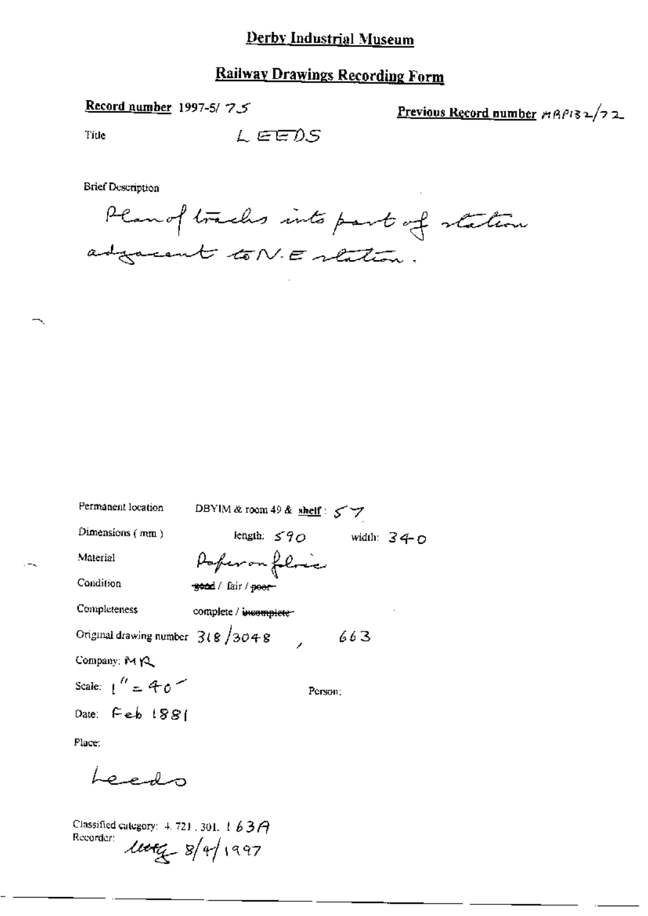# Derby Industrial Museum

## Railway Drawings Recording Form

**Record number** 1997-5/ 75

**Previous Record number** MRP132/72

Title LEEDS

Brief Description

Plan of tracks into part of station adjacent to N.E station.

Permanent location DBYIM & room 49 & **shelf**: 57

Dimensions (mm) length: 590 width: 340

Material Paper on fabric

Condition ~~good~~ / fair / ~~poor~~

Completeness complete / ~~incomplete~~

Original drawing number 318/3048 , 663

Company: MR

Scale: 1" = 40'

Person:

Date: Feb 1881

Place:

Leeds

Classified category: 4.721.301. 163A

Recorder: [signature] 8/4/1997